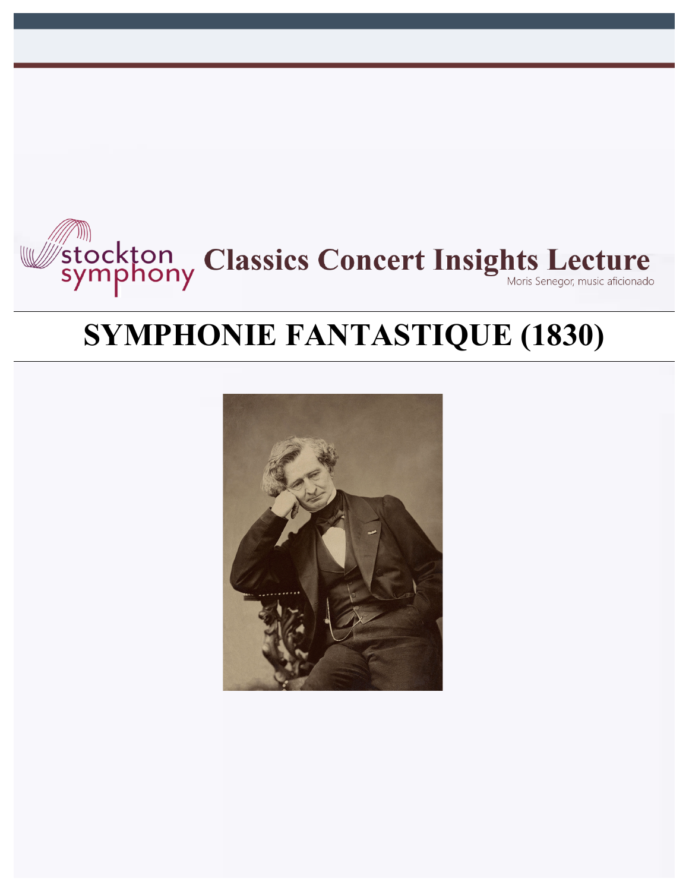stockton symphony **Classics Concert Insights Lecture**

Moris Senegor, music aficionado

# SYMPHONIE FANTASTIQUE (1830)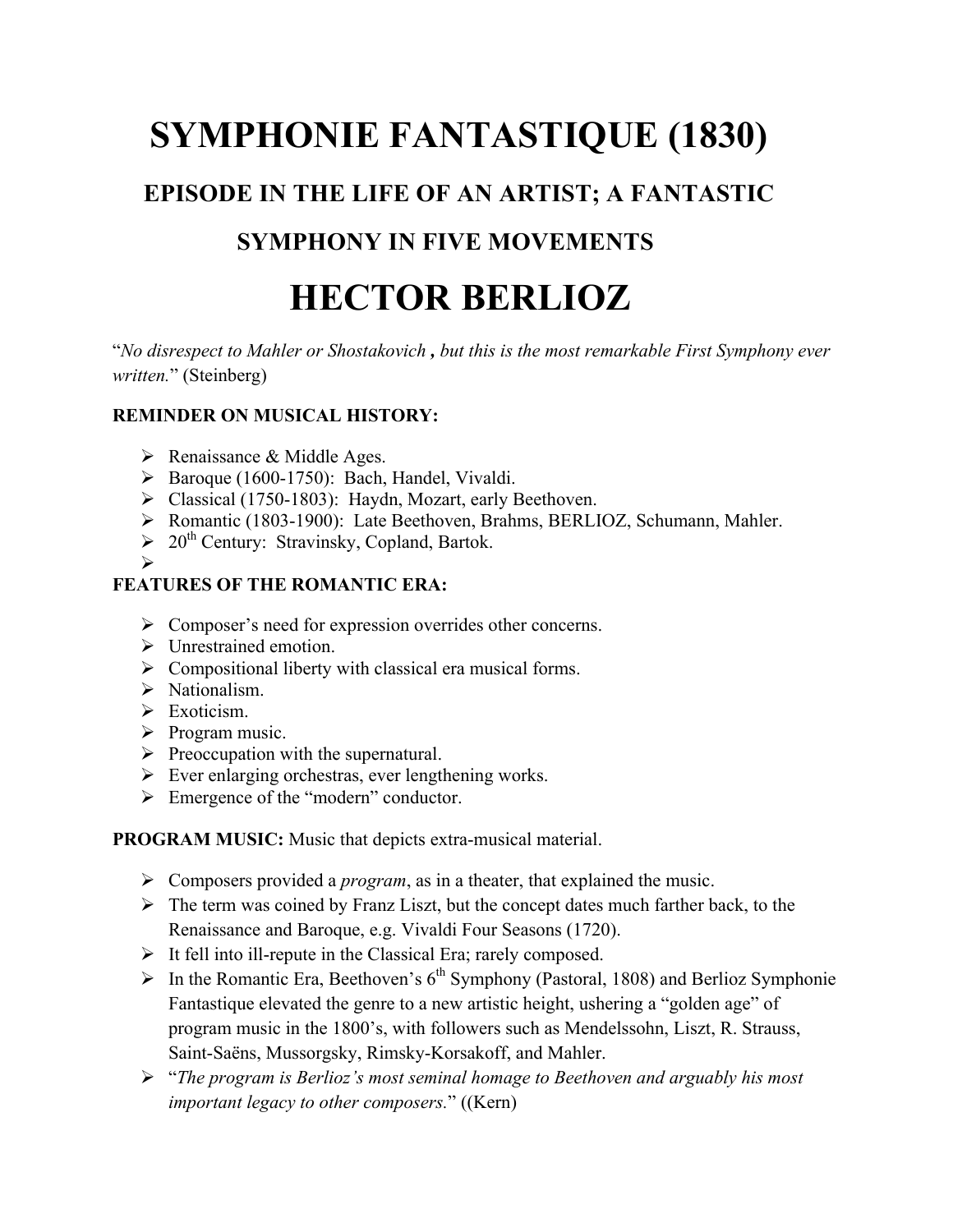# SYMPHONIE FANTASTIQUE (1830)

## EPISODE IN THE LIFE OF AN ARTIST; A FANTASTIC SYMPHONY IN FIVE MOVEMENTS

# HECTOR BERLIOZ

"*No disrespect to Mahler or Shostakovich , but this is the most remarkable First Symphony ever written.*" (Steinberg)

**REMINDER ON MUSICAL HISTORY:**

- Renaissance & Middle Ages.
- Baroque (1600-1750): Bach, Handel, Vivaldi.
- Classical (1750-1803): Haydn, Mozart, early Beethoven.
- Romantic (1803-1900): Late Beethoven, Brahms, BERLIOZ, Schumann, Mahler.
- 20th Century: Stravinsky, Copland, Bartok.

**FEATURES OF THE ROMANTIC ERA:**

- Composer's need for expression overrides other concerns.
- Unrestrained emotion.
- Compositional liberty with classical era musical forms.
- Nationalism.
- Exoticism.
- Program music.
- Preoccupation with the supernatural.
- Ever enlarging orchestras, ever lengthening works.
- Emergence of the "modern" conductor.

**PROGRAM MUSIC:** Music that depicts extra-musical material.

- Composers provided a *program*, as in a theater, that explained the music.
- The term was coined by Franz Liszt, but the concept dates much farther back, to the Renaissance and Baroque, e.g. Vivaldi Four Seasons (1720).
- It fell into ill-repute in the Classical Era; rarely composed.
- In the Romantic Era, Beethoven's 6th Symphony (Pastoral, 1808) and Berlioz Symphonie Fantastique elevated the genre to a new artistic height, ushering a "golden age" of program music in the 1800's, with followers such as Mendelssohn, Liszt, R. Strauss, Saint-Saëns, Mussorgsky, Rimsky-Korsakoff, and Mahler.
- "*The program is Berlioz's most seminal homage to Beethoven and arguably his most important legacy to other composers.*" ((Kern)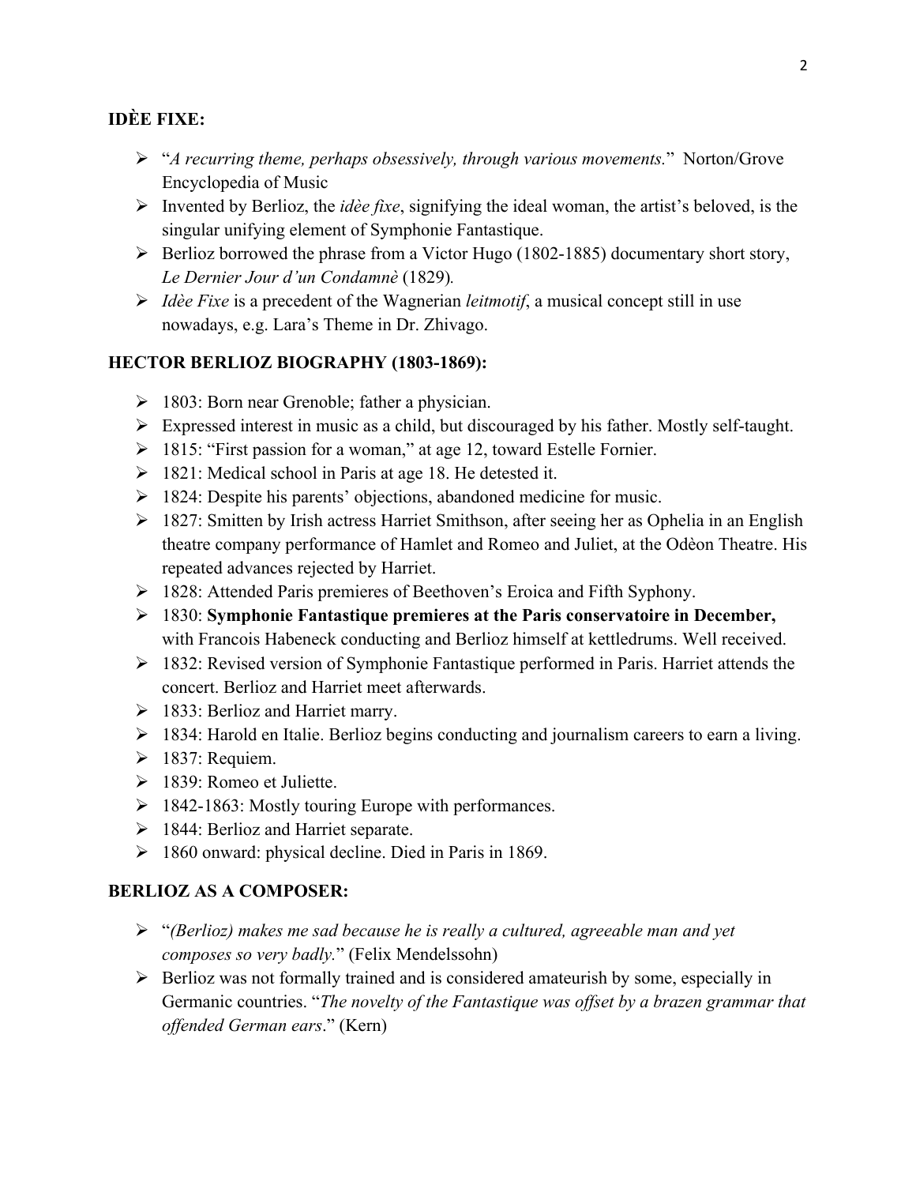## IDÈE FIXE:

- "*A recurring theme, perhaps obsessively, through various movements.*" Norton/Grove Encyclopedia of Music
- Invented by Berlioz, the *idèe fixe*, signifying the ideal woman, the artist's beloved, is the singular unifying element of Symphonie Fantastique.
- Berlioz borrowed the phrase from a Victor Hugo (1802-1885) documentary short story, *Le Dernier Jour d'un Condamnè* (1829).
- *Idèe Fixe* is a precedent of the Wagnerian *leitmotif*, a musical concept still in use nowadays, e.g. Lara's Theme in Dr. Zhivago.

## HECTOR BERLIOZ BIOGRAPHY (1803-1869):

- 1803: Born near Grenoble; father a physician.
- Expressed interest in music as a child, but discouraged by his father. Mostly self-taught.
- 1815: "First passion for a woman," at age 12, toward Estelle Fornier.
- 1821: Medical school in Paris at age 18. He detested it.
- 1824: Despite his parents' objections, abandoned medicine for music.
- 1827: Smitten by Irish actress Harriet Smithson, after seeing her as Ophelia in an English theatre company performance of Hamlet and Romeo and Juliet, at the Odèon Theatre. His repeated advances rejected by Harriet.
- 1828: Attended Paris premieres of Beethoven's Eroica and Fifth Syphony.
- 1830: **Symphonie Fantastique premieres at the Paris conservatoire in December,** with Francois Habeneck conducting and Berlioz himself at kettledrums. Well received.
- 1832: Revised version of Symphonie Fantastique performed in Paris. Harriet attends the concert. Berlioz and Harriet meet afterwards.
- 1833: Berlioz and Harriet marry.
- 1834: Harold en Italie. Berlioz begins conducting and journalism careers to earn a living.
- 1837: Requiem.
- 1839: Romeo et Juliette.
- 1842-1863: Mostly touring Europe with performances.
- 1844: Berlioz and Harriet separate.
- 1860 onward: physical decline. Died in Paris in 1869.

## BERLIOZ AS A COMPOSER:

- "*(Berlioz) makes me sad because he is really a cultured, agreeable man and yet composes so very badly.*" (Felix Mendelssohn)
- Berlioz was not formally trained and is considered amateurish by some, especially in Germanic countries. "*The novelty of the Fantastique was offset by a brazen grammar that offended German ears*." (Kern)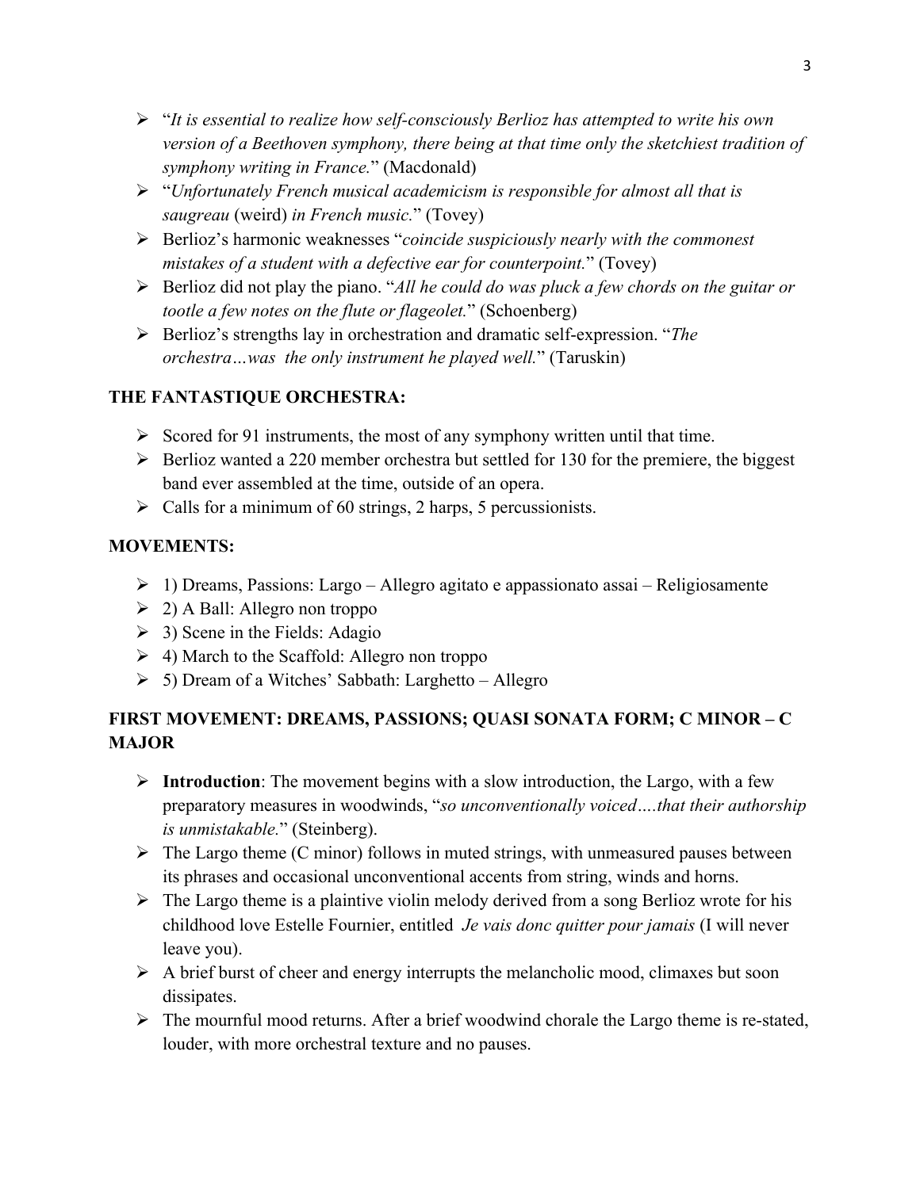- "*It is essential to realize how self-consciously Berlioz has attempted to write his own version of a Beethoven symphony, there being at that time only the sketchiest tradition of symphony writing in France.*" (Macdonald)
- "*Unfortunately French musical academicism is responsible for almost all that is saugreau* (weird) *in French music.*" (Tovey)
- Berlioz's harmonic weaknesses "*coincide suspiciously nearly with the commonest mistakes of a student with a defective ear for counterpoint.*" (Tovey)
- Berlioz did not play the piano. "*All he could do was pluck a few chords on the guitar or tootle a few notes on the flute or flageolet.*" (Schoenberg)
- Berlioz's strengths lay in orchestration and dramatic self-expression. "*The orchestra…was the only instrument he played well.*" (Taruskin)

**THE FANTASTIQUE ORCHESTRA:**

- Scored for 91 instruments, the most of any symphony written until that time.
- Berlioz wanted a 220 member orchestra but settled for 130 for the premiere, the biggest band ever assembled at the time, outside of an opera.
- Calls for a minimum of 60 strings, 2 harps, 5 percussionists.

**MOVEMENTS:**

- 1) Dreams, Passions: Largo – Allegro agitato e appassionato assai – Religiosamente
- 2) A Ball: Allegro non troppo
- 3) Scene in the Fields: Adagio
- 4) March to the Scaffold: Allegro non troppo
- 5) Dream of a Witches' Sabbath: Larghetto – Allegro

**FIRST MOVEMENT: DREAMS, PASSIONS; QUASI SONATA FORM; C MINOR – C MAJOR**

- **Introduction**: The movement begins with a slow introduction, the Largo, with a few preparatory measures in woodwinds, "*so unconventionally voiced….that their authorship is unmistakable.*" (Steinberg).
- The Largo theme (C minor) follows in muted strings, with unmeasured pauses between its phrases and occasional unconventional accents from string, winds and horns.
- The Largo theme is a plaintive violin melody derived from a song Berlioz wrote for his childhood love Estelle Fournier, entitled *Je vais donc quitter pour jamais* (I will never leave you).
- A brief burst of cheer and energy interrupts the melancholic mood, climaxes but soon dissipates.
- The mournful mood returns. After a brief woodwind chorale the Largo theme is re-stated, louder, with more orchestral texture and no pauses.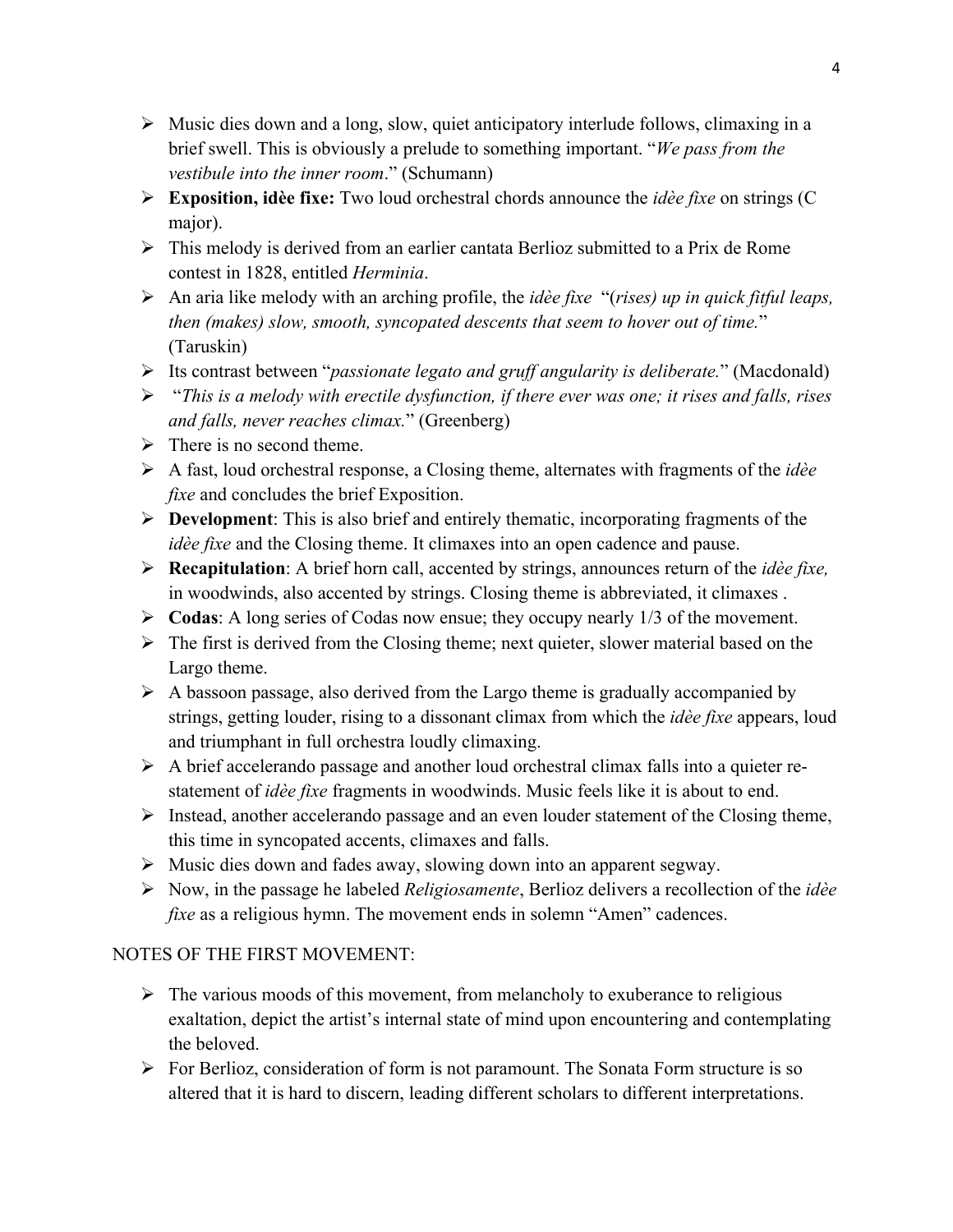- Music dies down and a long, slow, quiet anticipatory interlude follows, climaxing in a brief swell. This is obviously a prelude to something important. "*We pass from the vestibule into the inner room*." (Schumann)
- **Exposition, idèe fixe:** Two loud orchestral chords announce the *idèe fixe* on strings (C major).
- This melody is derived from an earlier cantata Berlioz submitted to a Prix de Rome contest in 1828, entitled *Herminia*.
- An aria like melody with an arching profile, the *idèe fixe* "(*rises) up in quick fitful leaps, then (makes) slow, smooth, syncopated descents that seem to hover out of time.*" (Taruskin)
- Its contrast between "*passionate legato and gruff angularity is deliberate.*" (Macdonald)
- "*This is a melody with erectile dysfunction, if there ever was one; it rises and falls, rises and falls, never reaches climax.*" (Greenberg)
- There is no second theme.
- A fast, loud orchestral response, a Closing theme, alternates with fragments of the *idèe fixe* and concludes the brief Exposition.
- **Development**: This is also brief and entirely thematic, incorporating fragments of the *idèe fixe* and the Closing theme. It climaxes into an open cadence and pause.
- **Recapitulation**: A brief horn call, accented by strings, announces return of the *idèe fixe,* in woodwinds, also accented by strings. Closing theme is abbreviated, it climaxes .
- **Codas**: A long series of Codas now ensue; they occupy nearly 1/3 of the movement.
- The first is derived from the Closing theme; next quieter, slower material based on the Largo theme.
- A bassoon passage, also derived from the Largo theme is gradually accompanied by strings, getting louder, rising to a dissonant climax from which the *idèe fixe* appears, loud and triumphant in full orchestra loudly climaxing.
- A brief accelerando passage and another loud orchestral climax falls into a quieter re-statement of *idèe fixe* fragments in woodwinds. Music feels like it is about to end.
- Instead, another accelerando passage and an even louder statement of the Closing theme, this time in syncopated accents, climaxes and falls.
- Music dies down and fades away, slowing down into an apparent segway.
- Now, in the passage he labeled *Religiosamente*, Berlioz delivers a recollection of the *idèe fixe* as a religious hymn. The movement ends in solemn "Amen" cadences.

NOTES OF THE FIRST MOVEMENT:

- The various moods of this movement, from melancholy to exuberance to religious exaltation, depict the artist's internal state of mind upon encountering and contemplating the beloved.
- For Berlioz, consideration of form is not paramount. The Sonata Form structure is so altered that it is hard to discern, leading different scholars to different interpretations.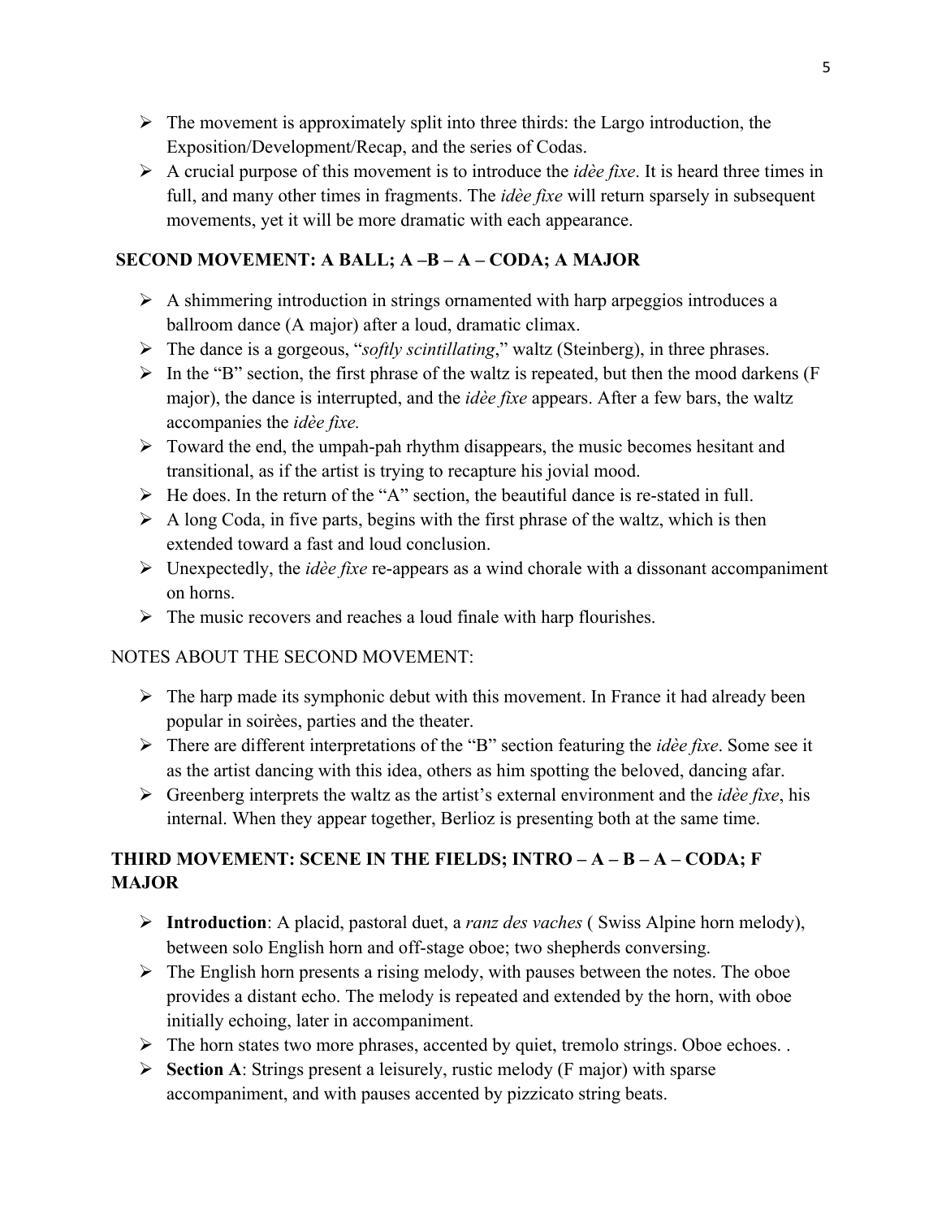- The movement is approximately split into three thirds: the Largo introduction, the Exposition/Development/Recap, and the series of Codas.
- A crucial purpose of this movement is to introduce the *idèe fixe*. It is heard three times in full, and many other times in fragments. The *idèe fixe* will return sparsely in subsequent movements, yet it will be more dramatic with each appearance.

## SECOND MOVEMENT: A BALL; A –B – A – CODA; A MAJOR

- A shimmering introduction in strings ornamented with harp arpeggios introduces a ballroom dance (A major) after a loud, dramatic climax.
- The dance is a gorgeous, "*softly scintillating*," waltz (Steinberg), in three phrases.
- In the "B" section, the first phrase of the waltz is repeated, but then the mood darkens (F major), the dance is interrupted, and the *idèe fixe* appears. After a few bars, the waltz accompanies the *idèe fixe.*
- Toward the end, the umpah-pah rhythm disappears, the music becomes hesitant and transitional, as if the artist is trying to recapture his jovial mood.
- He does. In the return of the "A" section, the beautiful dance is re-stated in full.
- A long Coda, in five parts, begins with the first phrase of the waltz, which is then extended toward a fast and loud conclusion.
- Unexpectedly, the *idèe fixe* re-appears as a wind chorale with a dissonant accompaniment on horns.
- The music recovers and reaches a loud finale with harp flourishes.

NOTES ABOUT THE SECOND MOVEMENT:

- The harp made its symphonic debut with this movement. In France it had already been popular in soirèes, parties and the theater.
- There are different interpretations of the "B" section featuring the *idèe fixe*. Some see it as the artist dancing with this idea, others as him spotting the beloved, dancing afar.
- Greenberg interprets the waltz as the artist's external environment and the *idèe fixe*, his internal. When they appear together, Berlioz is presenting both at the same time.

## THIRD MOVEMENT: SCENE IN THE FIELDS; INTRO – A – B – A – CODA; F MAJOR

- **Introduction**: A placid, pastoral duet, a *ranz des vaches* ( Swiss Alpine horn melody), between solo English horn and off-stage oboe; two shepherds conversing.
- The English horn presents a rising melody, with pauses between the notes. The oboe provides a distant echo. The melody is repeated and extended by the horn, with oboe initially echoing, later in accompaniment.
- The horn states two more phrases, accented by quiet, tremolo strings. Oboe echoes. .
- **Section A**: Strings present a leisurely, rustic melody (F major) with sparse accompaniment, and with pauses accented by pizzicato string beats.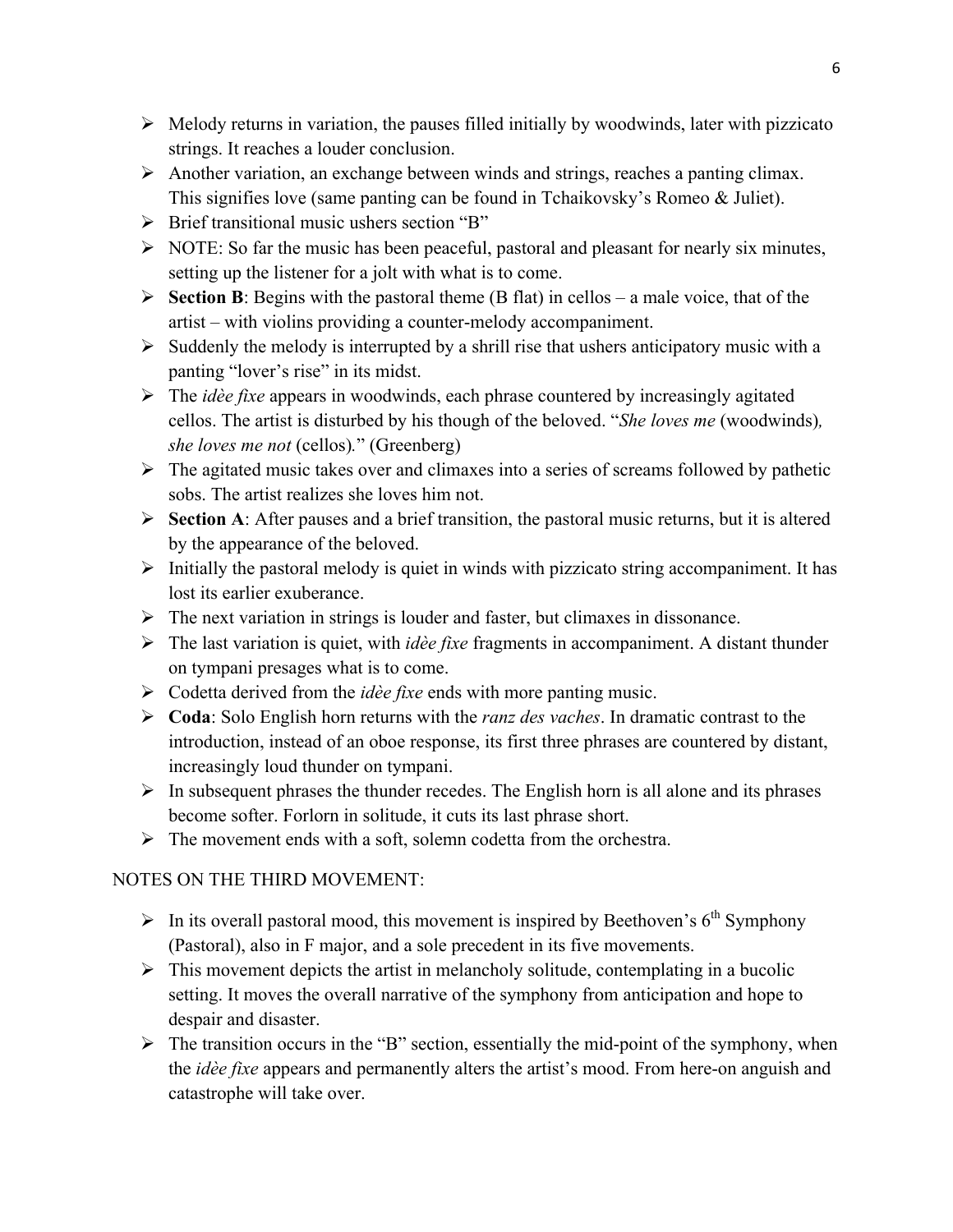- Melody returns in variation, the pauses filled initially by woodwinds, later with pizzicato strings. It reaches a louder conclusion.
- Another variation, an exchange between winds and strings, reaches a panting climax. This signifies love (same panting can be found in Tchaikovsky's Romeo & Juliet).
- Brief transitional music ushers section "B"
- NOTE: So far the music has been peaceful, pastoral and pleasant for nearly six minutes, setting up the listener for a jolt with what is to come.
- **Section B**: Begins with the pastoral theme (B flat) in cellos – a male voice, that of the artist – with violins providing a counter-melody accompaniment.
- Suddenly the melody is interrupted by a shrill rise that ushers anticipatory music with a panting "lover's rise" in its midst.
- The *idèe fixe* appears in woodwinds, each phrase countered by increasingly agitated cellos. The artist is disturbed by his though of the beloved. "*She loves me* (woodwinds)*, she loves me not* (cellos)*.*" (Greenberg)
- The agitated music takes over and climaxes into a series of screams followed by pathetic sobs. The artist realizes she loves him not.
- **Section A**: After pauses and a brief transition, the pastoral music returns, but it is altered by the appearance of the beloved.
- Initially the pastoral melody is quiet in winds with pizzicato string accompaniment. It has lost its earlier exuberance.
- The next variation in strings is louder and faster, but climaxes in dissonance.
- The last variation is quiet, with *idèe fixe* fragments in accompaniment. A distant thunder on tympani presages what is to come.
- Codetta derived from the *idèe fixe* ends with more panting music.
- **Coda**: Solo English horn returns with the *ranz des vaches*. In dramatic contrast to the introduction, instead of an oboe response, its first three phrases are countered by distant, increasingly loud thunder on tympani.
- In subsequent phrases the thunder recedes. The English horn is all alone and its phrases become softer. Forlorn in solitude, it cuts its last phrase short.
- The movement ends with a soft, solemn codetta from the orchestra.

NOTES ON THE THIRD MOVEMENT:

- In its overall pastoral mood, this movement is inspired by Beethoven's 6th Symphony (Pastoral), also in F major, and a sole precedent in its five movements.
- This movement depicts the artist in melancholy solitude, contemplating in a bucolic setting. It moves the overall narrative of the symphony from anticipation and hope to despair and disaster.
- The transition occurs in the "B" section, essentially the mid-point of the symphony, when the *idèe fixe* appears and permanently alters the artist's mood. From here-on anguish and catastrophe will take over.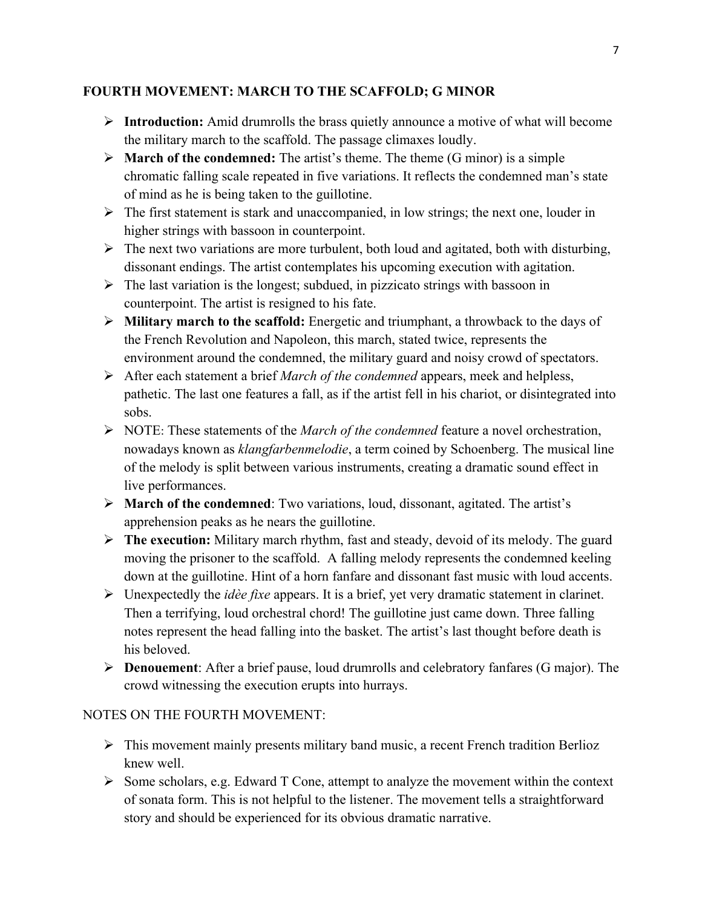## FOURTH MOVEMENT: MARCH TO THE SCAFFOLD; G MINOR

- **Introduction:** Amid drumrolls the brass quietly announce a motive of what will become the military march to the scaffold. The passage climaxes loudly.
- **March of the condemned:** The artist's theme. The theme (G minor) is a simple chromatic falling scale repeated in five variations. It reflects the condemned man's state of mind as he is being taken to the guillotine.
- The first statement is stark and unaccompanied, in low strings; the next one, louder in higher strings with bassoon in counterpoint.
- The next two variations are more turbulent, both loud and agitated, both with disturbing, dissonant endings. The artist contemplates his upcoming execution with agitation.
- The last variation is the longest; subdued, in pizzicato strings with bassoon in counterpoint. The artist is resigned to his fate.
- **Military march to the scaffold:** Energetic and triumphant, a throwback to the days of the French Revolution and Napoleon, this march, stated twice, represents the environment around the condemned, the military guard and noisy crowd of spectators.
- After each statement a brief *March of the condemned* appears, meek and helpless, pathetic. The last one features a fall, as if the artist fell in his chariot, or disintegrated into sobs.
- NOTE: These statements of the *March of the condemned* feature a novel orchestration, nowadays known as *klangfarbenmelodie*, a term coined by Schoenberg. The musical line of the melody is split between various instruments, creating a dramatic sound effect in live performances.
- **March of the condemned**: Two variations, loud, dissonant, agitated. The artist's apprehension peaks as he nears the guillotine.
- **The execution:** Military march rhythm, fast and steady, devoid of its melody. The guard moving the prisoner to the scaffold. A falling melody represents the condemned keeling down at the guillotine. Hint of a horn fanfare and dissonant fast music with loud accents.
- Unexpectedly the *idèe fixe* appears. It is a brief, yet very dramatic statement in clarinet. Then a terrifying, loud orchestral chord! The guillotine just came down. Three falling notes represent the head falling into the basket. The artist's last thought before death is his beloved.
- **Denouement**: After a brief pause, loud drumrolls and celebratory fanfares (G major). The crowd witnessing the execution erupts into hurrays.

NOTES ON THE FOURTH MOVEMENT:

- This movement mainly presents military band music, a recent French tradition Berlioz knew well.
- Some scholars, e.g. Edward T Cone, attempt to analyze the movement within the context of sonata form. This is not helpful to the listener. The movement tells a straightforward story and should be experienced for its obvious dramatic narrative.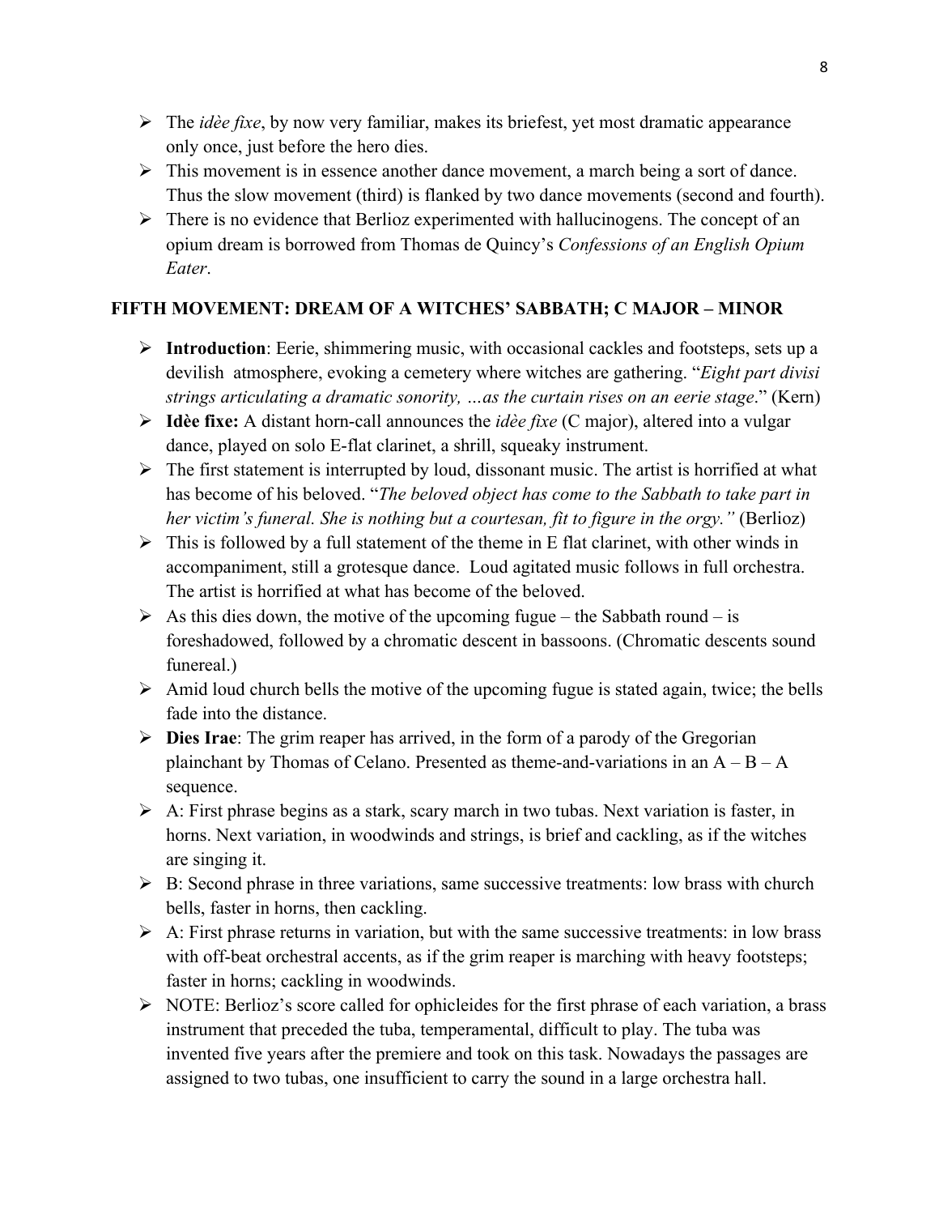- The *idèe fixe*, by now very familiar, makes its briefest, yet most dramatic appearance only once, just before the hero dies.
- This movement is in essence another dance movement, a march being a sort of dance. Thus the slow movement (third) is flanked by two dance movements (second and fourth).
- There is no evidence that Berlioz experimented with hallucinogens. The concept of an opium dream is borrowed from Thomas de Quincy's *Confessions of an English Opium Eater*.

## FIFTH MOVEMENT: DREAM OF A WITCHES' SABBATH; C MAJOR – MINOR

- **Introduction**: Eerie, shimmering music, with occasional cackles and footsteps, sets up a devilish atmosphere, evoking a cemetery where witches are gathering. "*Eight part divisi strings articulating a dramatic sonority, …as the curtain rises on an eerie stage*." (Kern)
- **Idèe fixe:** A distant horn-call announces the *idèe fixe* (C major), altered into a vulgar dance, played on solo E-flat clarinet, a shrill, squeaky instrument.
- The first statement is interrupted by loud, dissonant music. The artist is horrified at what has become of his beloved. "*The beloved object has come to the Sabbath to take part in her victim's funeral. She is nothing but a courtesan, fit to figure in the orgy."* (Berlioz)
- This is followed by a full statement of the theme in E flat clarinet, with other winds in accompaniment, still a grotesque dance. Loud agitated music follows in full orchestra. The artist is horrified at what has become of the beloved.
- As this dies down, the motive of the upcoming fugue – the Sabbath round – is foreshadowed, followed by a chromatic descent in bassoons. (Chromatic descents sound funereal.)
- Amid loud church bells the motive of the upcoming fugue is stated again, twice; the bells fade into the distance.
- **Dies Irae**: The grim reaper has arrived, in the form of a parody of the Gregorian plainchant by Thomas of Celano. Presented as theme-and-variations in an A – B – A sequence.
- A: First phrase begins as a stark, scary march in two tubas. Next variation is faster, in horns. Next variation, in woodwinds and strings, is brief and cackling, as if the witches are singing it.
- B: Second phrase in three variations, same successive treatments: low brass with church bells, faster in horns, then cackling.
- A: First phrase returns in variation, but with the same successive treatments: in low brass with off-beat orchestral accents, as if the grim reaper is marching with heavy footsteps; faster in horns; cackling in woodwinds.
- NOTE: Berlioz's score called for ophicleides for the first phrase of each variation, a brass instrument that preceded the tuba, temperamental, difficult to play. The tuba was invented five years after the premiere and took on this task. Nowadays the passages are assigned to two tubas, one insufficient to carry the sound in a large orchestra hall.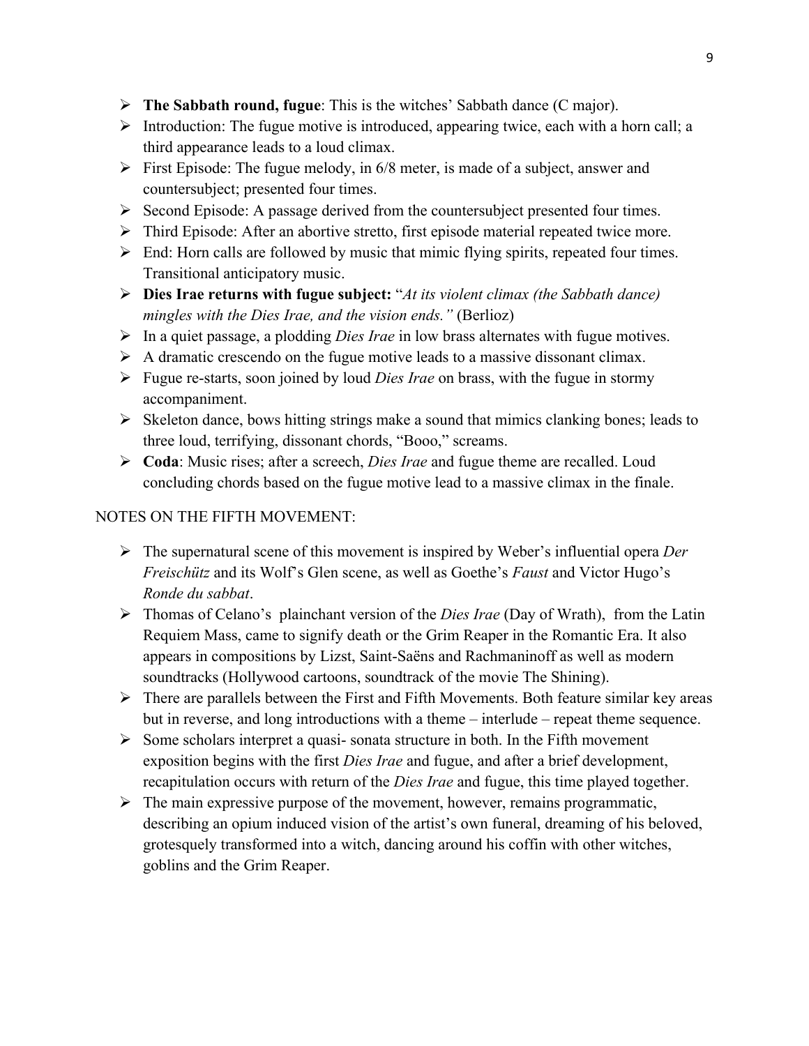- **The Sabbath round, fugue**: This is the witches' Sabbath dance (C major).
- Introduction: The fugue motive is introduced, appearing twice, each with a horn call; a third appearance leads to a loud climax.
- First Episode: The fugue melody, in 6/8 meter, is made of a subject, answer and countersubject; presented four times.
- Second Episode: A passage derived from the countersubject presented four times.
- Third Episode: After an abortive stretto, first episode material repeated twice more.
- End: Horn calls are followed by music that mimic flying spirits, repeated four times. Transitional anticipatory music.
- **Dies Irae returns with fugue subject:** "*At its violent climax (the Sabbath dance) mingles with the Dies Irae, and the vision ends.*" (Berlioz)
- In a quiet passage, a plodding *Dies Irae* in low brass alternates with fugue motives.
- A dramatic crescendo on the fugue motive leads to a massive dissonant climax.
- Fugue re-starts, soon joined by loud *Dies Irae* on brass, with the fugue in stormy accompaniment.
- Skeleton dance, bows hitting strings make a sound that mimics clanking bones; leads to three loud, terrifying, dissonant chords, "Booo," screams.
- **Coda**: Music rises; after a screech, *Dies Irae* and fugue theme are recalled. Loud concluding chords based on the fugue motive lead to a massive climax in the finale.

NOTES ON THE FIFTH MOVEMENT:

- The supernatural scene of this movement is inspired by Weber's influential opera *Der Freischütz* and its Wolf's Glen scene, as well as Goethe's *Faust* and Victor Hugo's *Ronde du sabbat*.
- Thomas of Celano's plainchant version of the *Dies Irae* (Day of Wrath), from the Latin Requiem Mass, came to signify death or the Grim Reaper in the Romantic Era. It also appears in compositions by Lizst, Saint-Saëns and Rachmaninoff as well as modern soundtracks (Hollywood cartoons, soundtrack of the movie The Shining).
- There are parallels between the First and Fifth Movements. Both feature similar key areas but in reverse, and long introductions with a theme – interlude – repeat theme sequence.
- Some scholars interpret a quasi- sonata structure in both. In the Fifth movement exposition begins with the first *Dies Irae* and fugue, and after a brief development, recapitulation occurs with return of the *Dies Irae* and fugue, this time played together.
- The main expressive purpose of the movement, however, remains programmatic, describing an opium induced vision of the artist's own funeral, dreaming of his beloved, grotesquely transformed into a witch, dancing around his coffin with other witches, goblins and the Grim Reaper.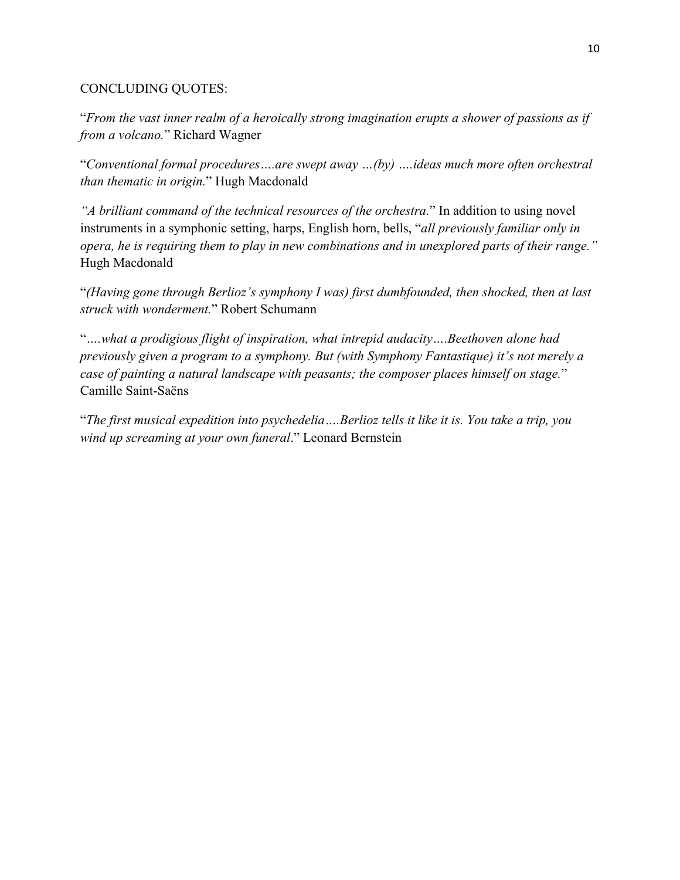CONCLUDING QUOTES:

"*From the vast inner realm of a heroically strong imagination erupts a shower of passions as if from a volcano.*" Richard Wagner

"*Conventional formal procedures….are swept away …(by) ….ideas much more often orchestral than thematic in origin.*" Hugh Macdonald

*"A brilliant command of the technical resources of the orchestra.*" In addition to using novel instruments in a symphonic setting, harps, English horn, bells, "*all previously familiar only in opera, he is requiring them to play in new combinations and in unexplored parts of their range."* Hugh Macdonald

"*(Having gone through Berlioz's symphony I was) first dumbfounded, then shocked, then at last struck with wonderment.*" Robert Schumann

"*….what a prodigious flight of inspiration, what intrepid audacity….Beethoven alone had previously given a program to a symphony. But (with Symphony Fantastique) it's not merely a case of painting a natural landscape with peasants; the composer places himself on stage.*" Camille Saint-Saëns

"*The first musical expedition into psychedelia….Berlioz tells it like it is. You take a trip, you wind up screaming at your own funeral*." Leonard Bernstein